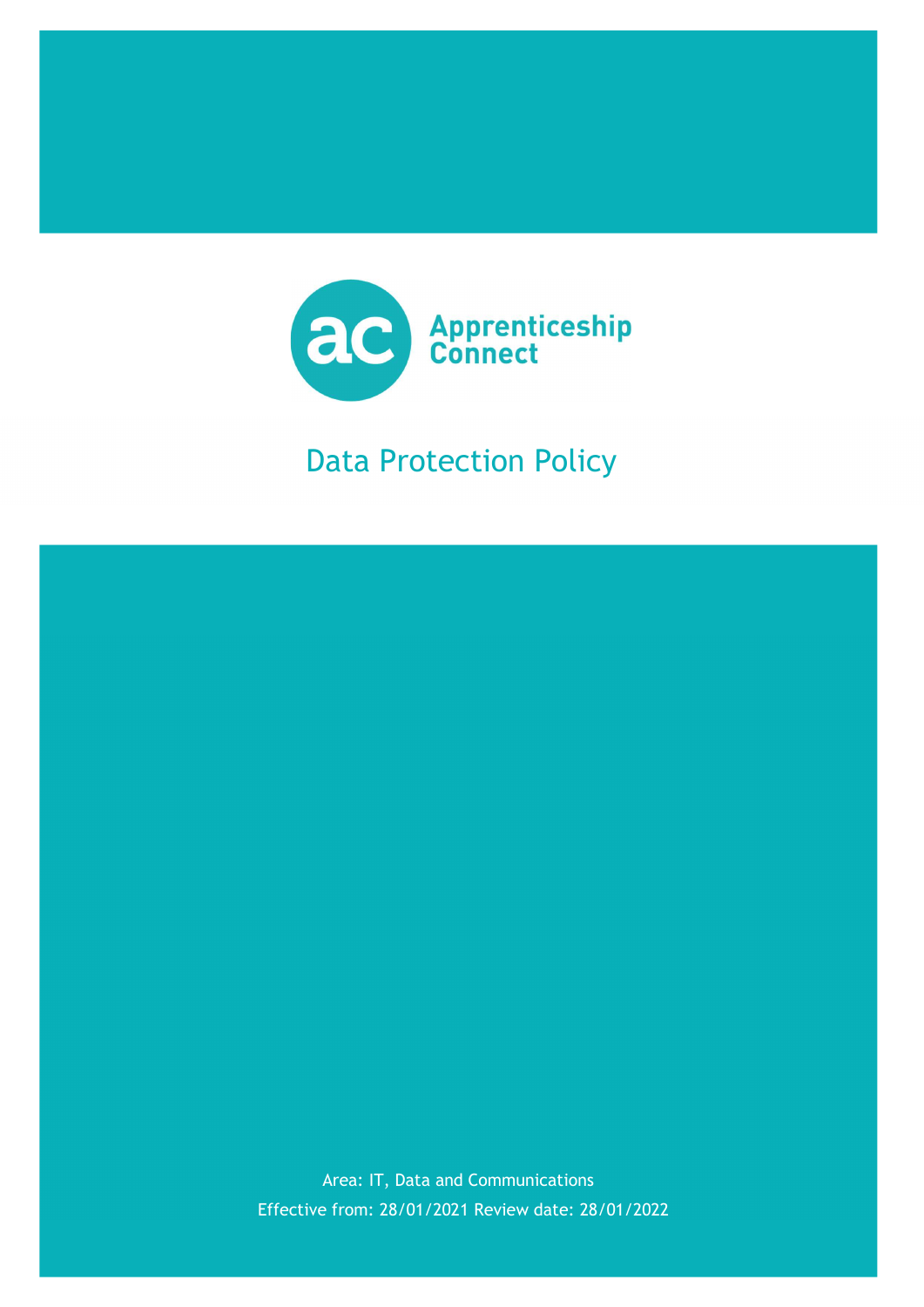Apprenticeship Connect

# Data Protection Policy

Area: IT, Data and Communications

Effective from: 28/01/2021 Review date: 28/01/2022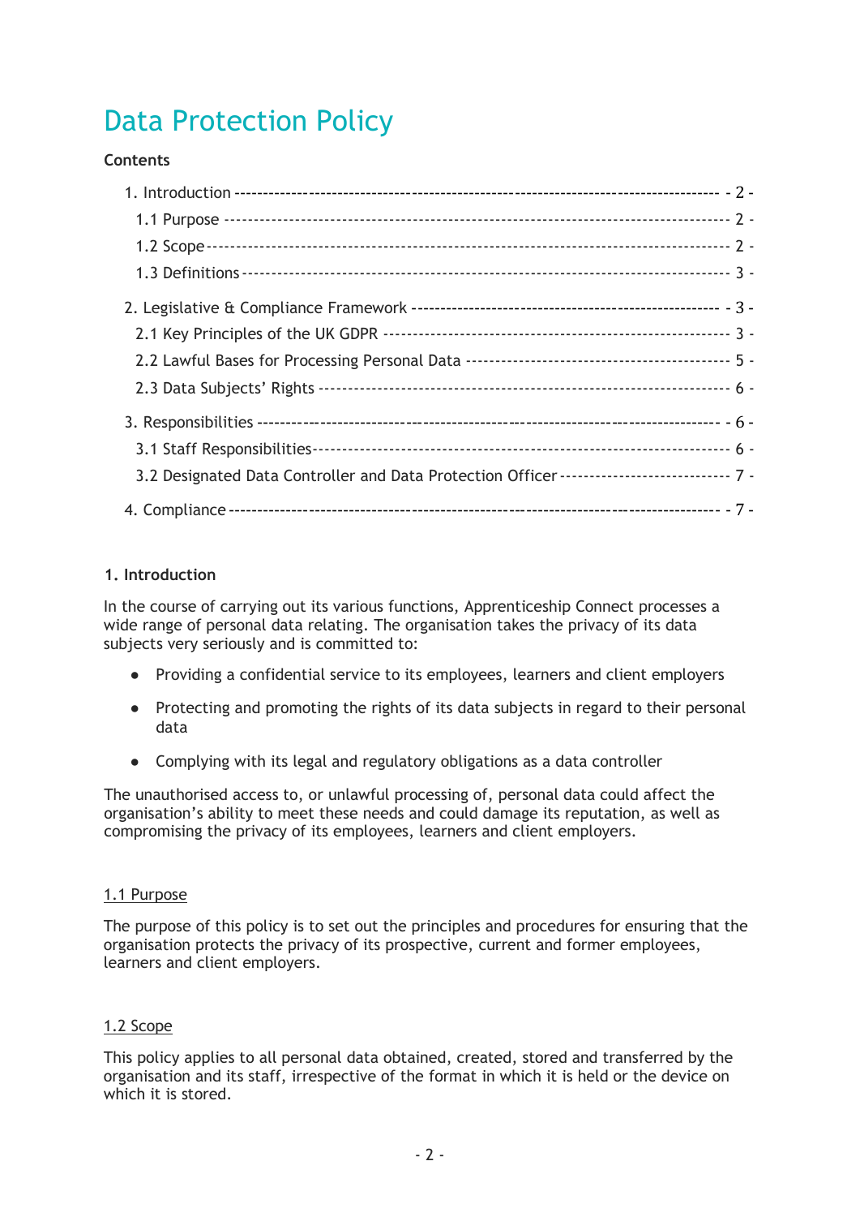# Data Protection Policy

**Contents**

1. Introduction ---------------------------------------------------------------------------------- - 2 -
   - 1.1 Purpose ------------------------------------------------------------------------------ - 2 -
   - 1.2 Scope -------------------------------------------------------------------------------- - 2 -
   - 1.3 Definitions ---------------------------------------------------------------------------- - 3 -
2. Legislative & Compliance Framework ----------------------------------------------------- - 3 -
   - 2.1 Key Principles of the UK GDPR --------------------------------------------------- - 3 -
   - 2.2 Lawful Bases for Processing Personal Data ------------------------------------------ - 5 -
   - 2.3 Data Subjects' Rights ------------------------------------------------------------------ - 6 -
3. Responsibilities --------------------------------------------------------------------------------- - 6 -
   - 3.1 Staff Responsibilities------------------------------------------------------------------ - 6 -
   - 3.2 Designated Data Controller and Data Protection Officer ---------------------------- - 7 -
4. Compliance ------------------------------------------------------------------------------------ - 7 -

**1. Introduction**

In the course of carrying out its various functions, Apprenticeship Connect processes a wide range of personal data relating. The organisation takes the privacy of its data subjects very seriously and is committed to:

- Providing a confidential service to its employees, learners and client employers
- Protecting and promoting the rights of its data subjects in regard to their personal data
- Complying with its legal and regulatory obligations as a data controller

The unauthorised access to, or unlawful processing of, personal data could affect the organisation's ability to meet these needs and could damage its reputation, as well as compromising the privacy of its employees, learners and client employers.

1.1 Purpose

The purpose of this policy is to set out the principles and procedures for ensuring that the organisation protects the privacy of its prospective, current and former employees, learners and client employers.

1.2 Scope

This policy applies to all personal data obtained, created, stored and transferred by the organisation and its staff, irrespective of the format in which it is held or the device on which it is stored.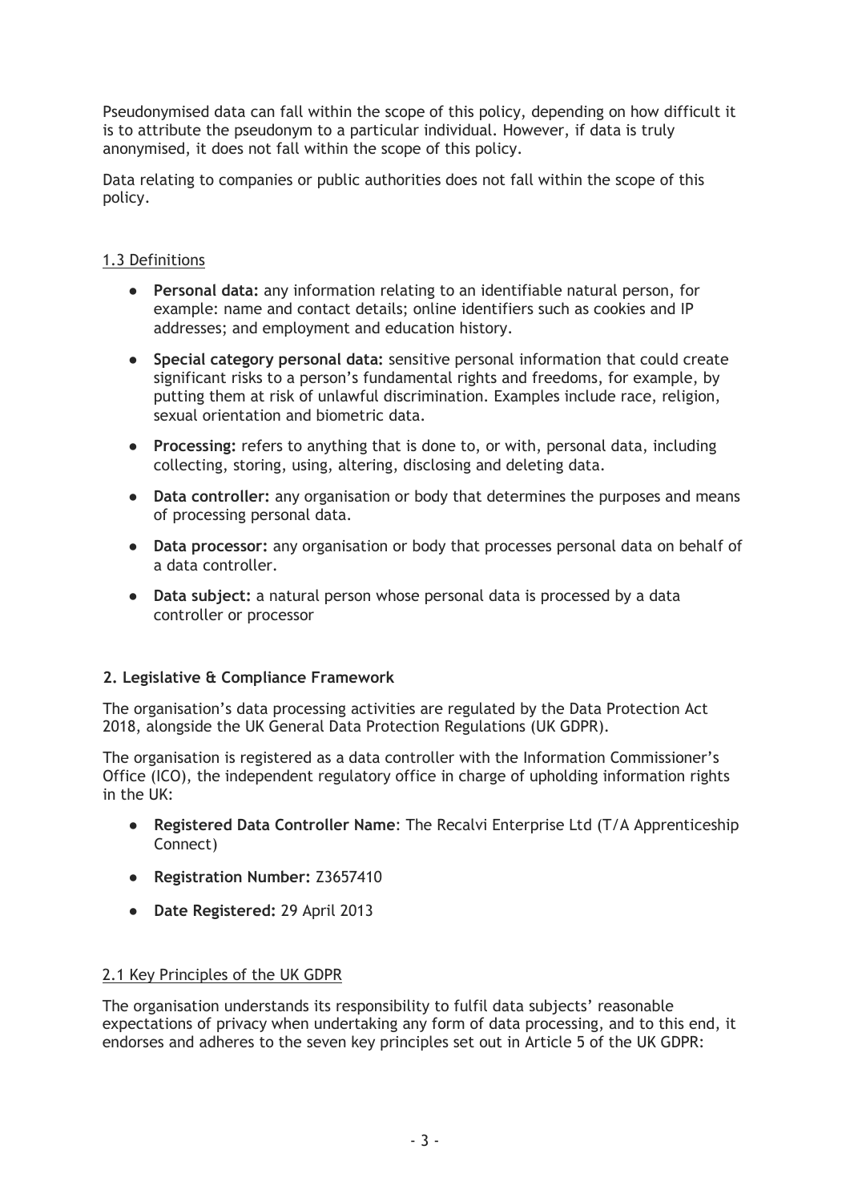Pseudonymised data can fall within the scope of this policy, depending on how difficult it is to attribute the pseudonym to a particular individual. However, if data is truly anonymised, it does not fall within the scope of this policy.

Data relating to companies or public authorities does not fall within the scope of this policy.

### 1.3 Definitions

- **Personal data:** any information relating to an identifiable natural person, for example: name and contact details; online identifiers such as cookies and IP addresses; and employment and education history.
- **Special category personal data:** sensitive personal information that could create significant risks to a person's fundamental rights and freedoms, for example, by putting them at risk of unlawful discrimination. Examples include race, religion, sexual orientation and biometric data.
- **Processing:** refers to anything that is done to, or with, personal data, including collecting, storing, using, altering, disclosing and deleting data.
- **Data controller:** any organisation or body that determines the purposes and means of processing personal data.
- **Data processor:** any organisation or body that processes personal data on behalf of a data controller.
- **Data subject:** a natural person whose personal data is processed by a data controller or processor

## 2. Legislative & Compliance Framework

The organisation's data processing activities are regulated by the Data Protection Act 2018, alongside the UK General Data Protection Regulations (UK GDPR).

The organisation is registered as a data controller with the Information Commissioner's Office (ICO), the independent regulatory office in charge of upholding information rights in the UK:

- **Registered Data Controller Name**: The Recalvi Enterprise Ltd (T/A Apprenticeship Connect)
- **Registration Number:** Z3657410
- **Date Registered:** 29 April 2013

### 2.1 Key Principles of the UK GDPR

The organisation understands its responsibility to fulfil data subjects' reasonable expectations of privacy when undertaking any form of data processing, and to this end, it endorses and adheres to the seven key principles set out in Article 5 of the UK GDPR: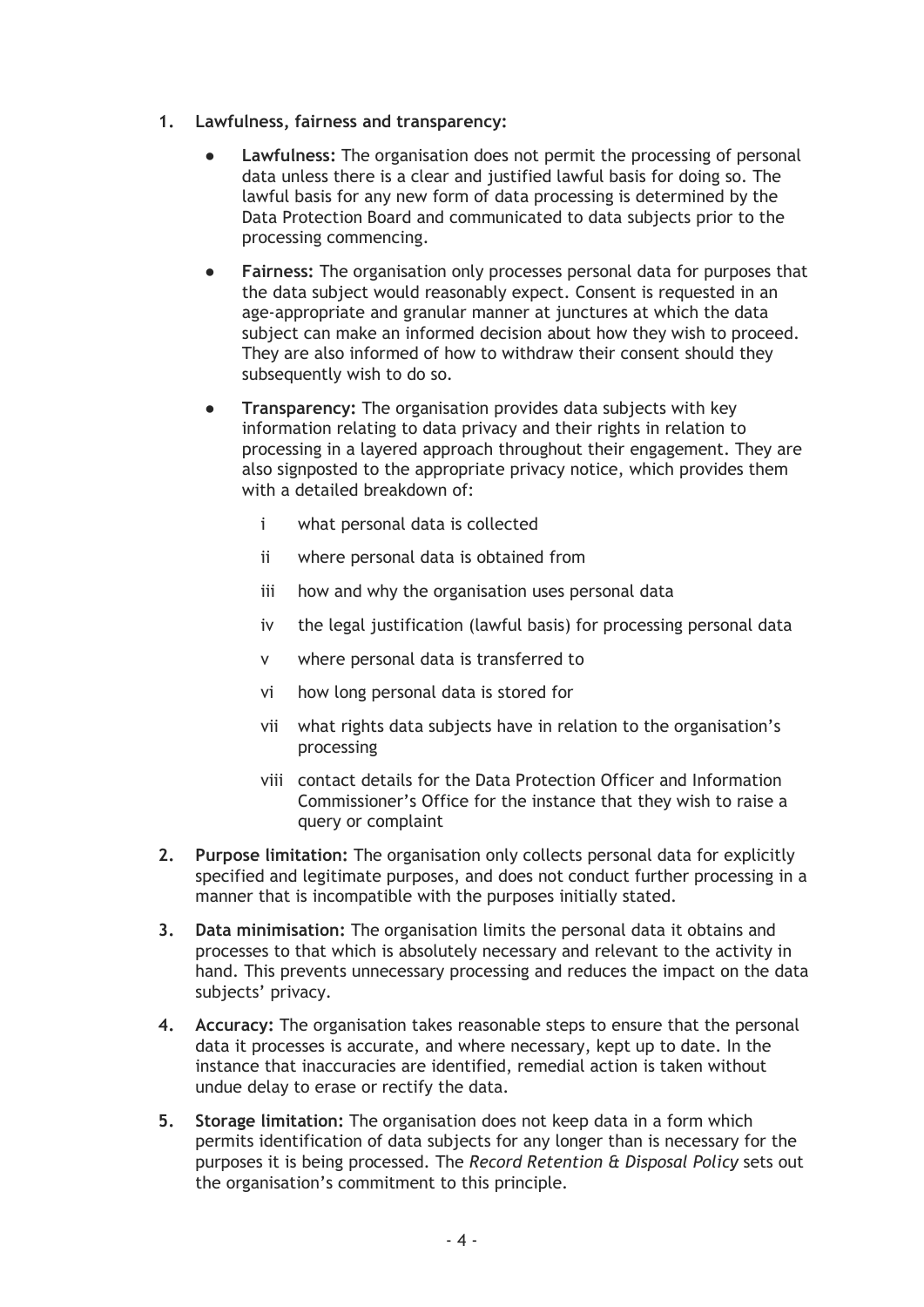1. **Lawfulness, fairness and transparency:**

    - **Lawfulness:** The organisation does not permit the processing of personal data unless there is a clear and justified lawful basis for doing so. The lawful basis for any new form of data processing is determined by the Data Protection Board and communicated to data subjects prior to the processing commencing.

    - **Fairness:** The organisation only processes personal data for purposes that the data subject would reasonably expect. Consent is requested in an age-appropriate and granular manner at junctures at which the data subject can make an informed decision about how they wish to proceed. They are also informed of how to withdraw their consent should they subsequently wish to do so.

    - **Transparency:** The organisation provides data subjects with key information relating to data privacy and their rights in relation to processing in a layered approach throughout their engagement. They are also signposted to the appropriate privacy notice, which provides them with a detailed breakdown of:

        i what personal data is collected

        ii where personal data is obtained from

        iii how and why the organisation uses personal data

        iv the legal justification (lawful basis) for processing personal data

        v where personal data is transferred to

        vi how long personal data is stored for

        vii what rights data subjects have in relation to the organisation's processing

        viii contact details for the Data Protection Officer and Information Commissioner's Office for the instance that they wish to raise a query or complaint

2. **Purpose limitation:** The organisation only collects personal data for explicitly specified and legitimate purposes, and does not conduct further processing in a manner that is incompatible with the purposes initially stated.

3. **Data minimisation:** The organisation limits the personal data it obtains and processes to that which is absolutely necessary and relevant to the activity in hand. This prevents unnecessary processing and reduces the impact on the data subjects' privacy.

4. **Accuracy:** The organisation takes reasonable steps to ensure that the personal data it processes is accurate, and where necessary, kept up to date. In the instance that inaccuracies are identified, remedial action is taken without undue delay to erase or rectify the data.

5. **Storage limitation:** The organisation does not keep data in a form which permits identification of data subjects for any longer than is necessary for the purposes it is being processed. The *Record Retention & Disposal Policy* sets out the organisation's commitment to this principle.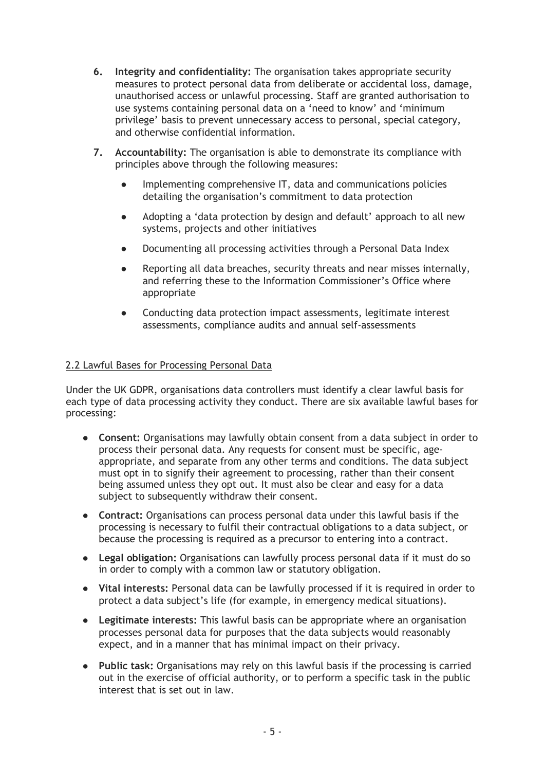6. **Integrity and confidentiality:** The organisation takes appropriate security measures to protect personal data from deliberate or accidental loss, damage, unauthorised access or unlawful processing. Staff are granted authorisation to use systems containing personal data on a 'need to know' and 'minimum privilege' basis to prevent unnecessary access to personal, special category, and otherwise confidential information.

7. **Accountability:** The organisation is able to demonstrate its compliance with principles above through the following measures:

   - Implementing comprehensive IT, data and communications policies detailing the organisation's commitment to data protection
   - Adopting a 'data protection by design and default' approach to all new systems, projects and other initiatives
   - Documenting all processing activities through a Personal Data Index
   - Reporting all data breaches, security threats and near misses internally, and referring these to the Information Commissioner's Office where appropriate
   - Conducting data protection impact assessments, legitimate interest assessments, compliance audits and annual self-assessments

### 2.2 Lawful Bases for Processing Personal Data

Under the UK GDPR, organisations data controllers must identify a clear lawful basis for each type of data processing activity they conduct. There are six available lawful bases for processing:

- **Consent:** Organisations may lawfully obtain consent from a data subject in order to process their personal data. Any requests for consent must be specific, age-appropriate, and separate from any other terms and conditions. The data subject must opt in to signify their agreement to processing, rather than their consent being assumed unless they opt out. It must also be clear and easy for a data subject to subsequently withdraw their consent.
- **Contract:** Organisations can process personal data under this lawful basis if the processing is necessary to fulfil their contractual obligations to a data subject, or because the processing is required as a precursor to entering into a contract.
- **Legal obligation:** Organisations can lawfully process personal data if it must do so in order to comply with a common law or statutory obligation.
- **Vital interests:** Personal data can be lawfully processed if it is required in order to protect a data subject's life (for example, in emergency medical situations).
- **Legitimate interests:** This lawful basis can be appropriate where an organisation processes personal data for purposes that the data subjects would reasonably expect, and in a manner that has minimal impact on their privacy.
- **Public task:** Organisations may rely on this lawful basis if the processing is carried out in the exercise of official authority, or to perform a specific task in the public interest that is set out in law.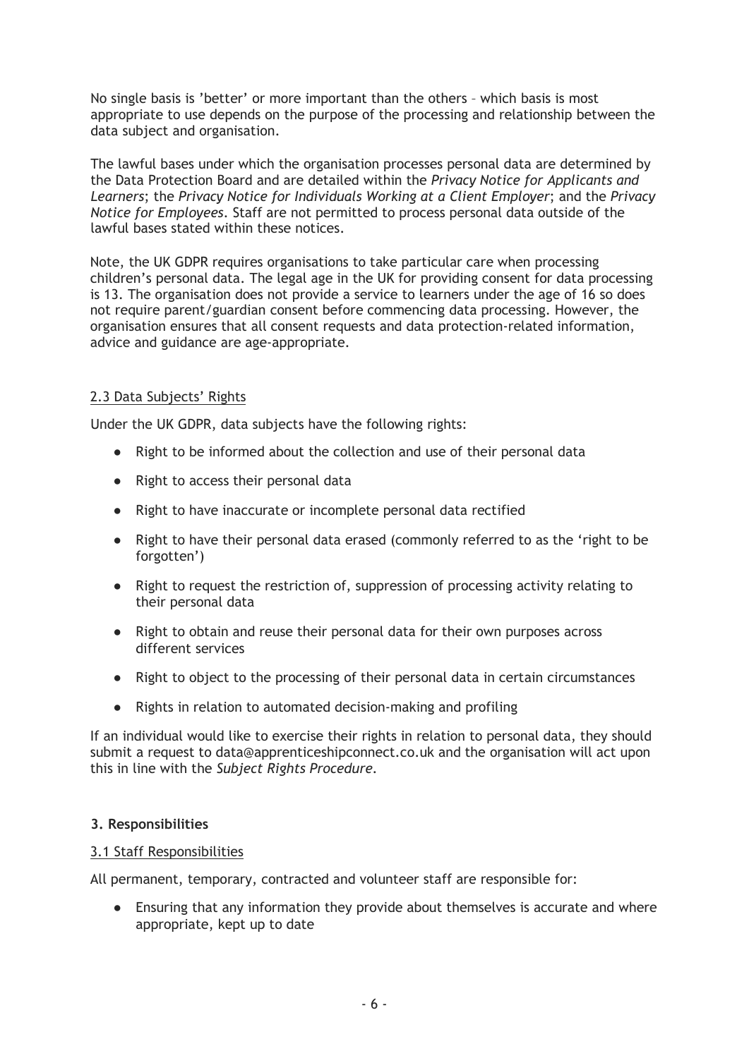No single basis is 'better' or more important than the others – which basis is most appropriate to use depends on the purpose of the processing and relationship between the data subject and organisation.

The lawful bases under which the organisation processes personal data are determined by the Data Protection Board and are detailed within the *Privacy Notice for Applicants and Learners*; the *Privacy Notice for Individuals Working at a Client Employer*; and the *Privacy Notice for Employees*. Staff are not permitted to process personal data outside of the lawful bases stated within these notices.

Note, the UK GDPR requires organisations to take particular care when processing children's personal data. The legal age in the UK for providing consent for data processing is 13. The organisation does not provide a service to learners under the age of 16 so does not require parent/guardian consent before commencing data processing. However, the organisation ensures that all consent requests and data protection-related information, advice and guidance are age-appropriate.

### 2.3 Data Subjects' Rights

Under the UK GDPR, data subjects have the following rights:

- Right to be informed about the collection and use of their personal data
- Right to access their personal data
- Right to have inaccurate or incomplete personal data rectified
- Right to have their personal data erased (commonly referred to as the 'right to be forgotten')
- Right to request the restriction of, suppression of processing activity relating to their personal data
- Right to obtain and reuse their personal data for their own purposes across different services
- Right to object to the processing of their personal data in certain circumstances
- Rights in relation to automated decision-making and profiling

If an individual would like to exercise their rights in relation to personal data, they should submit a request to data@apprenticeshipconnect.co.uk and the organisation will act upon this in line with the *Subject Rights Procedure*.

## 3. Responsibilities

### 3.1 Staff Responsibilities

All permanent, temporary, contracted and volunteer staff are responsible for:

- Ensuring that any information they provide about themselves is accurate and where appropriate, kept up to date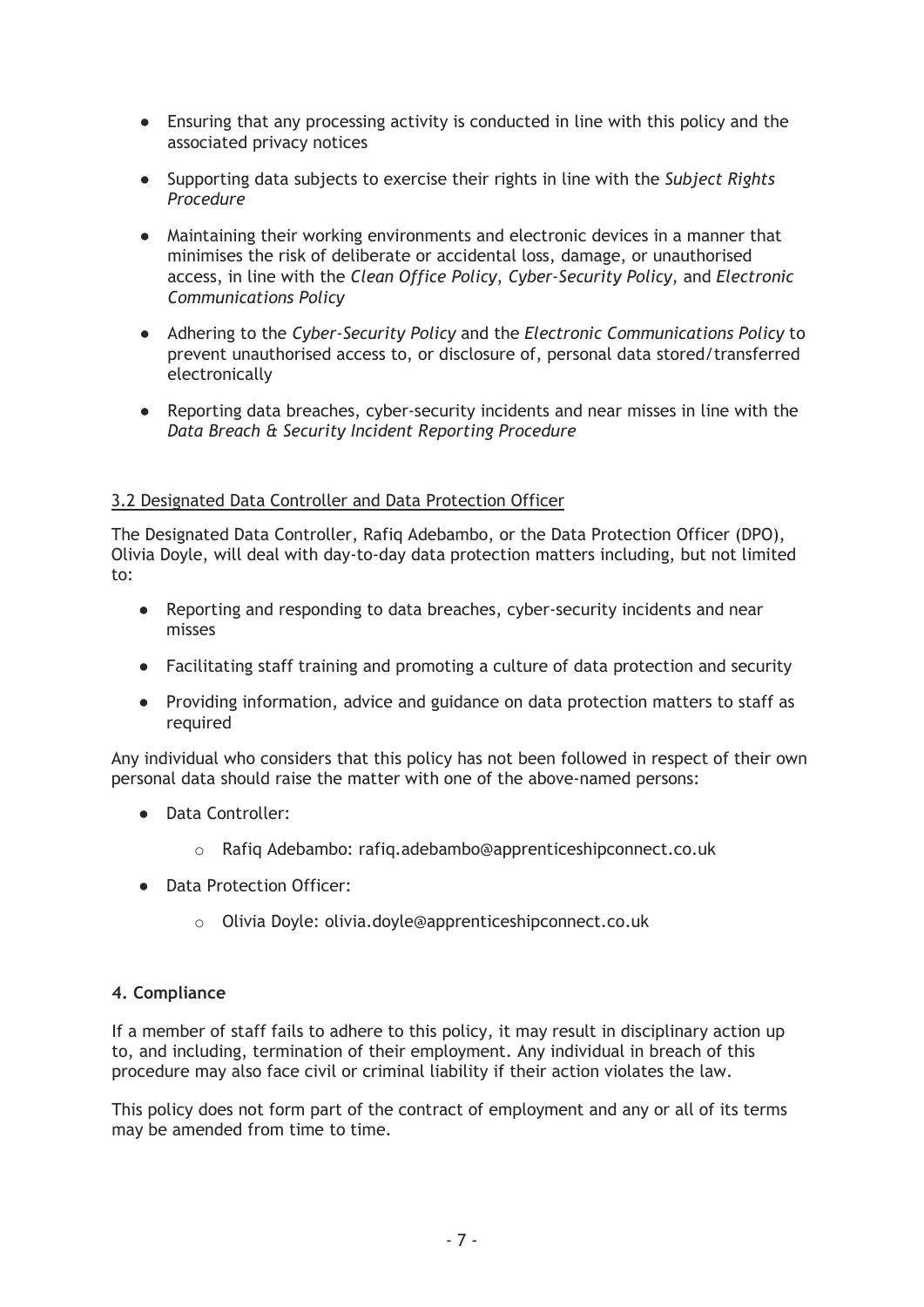- Ensuring that any processing activity is conducted in line with this policy and the associated privacy notices
- Supporting data subjects to exercise their rights in line with the *Subject Rights Procedure*
- Maintaining their working environments and electronic devices in a manner that minimises the risk of deliberate or accidental loss, damage, or unauthorised access, in line with the *Clean Office Policy*, *Cyber-Security Policy*, and *Electronic Communications Policy*
- Adhering to the *Cyber-Security Policy* and the *Electronic Communications Policy* to prevent unauthorised access to, or disclosure of, personal data stored/transferred electronically
- Reporting data breaches, cyber-security incidents and near misses in line with the *Data Breach & Security Incident Reporting Procedure*

### 3.2 Designated Data Controller and Data Protection Officer

The Designated Data Controller, Rafiq Adebambo, or the Data Protection Officer (DPO), Olivia Doyle, will deal with day-to-day data protection matters including, but not limited to:

- Reporting and responding to data breaches, cyber-security incidents and near misses
- Facilitating staff training and promoting a culture of data protection and security
- Providing information, advice and guidance on data protection matters to staff as required

Any individual who considers that this policy has not been followed in respect of their own personal data should raise the matter with one of the above-named persons:

- Data Controller:
  - Rafiq Adebambo: rafiq.adebambo@apprenticeshipconnect.co.uk
- Data Protection Officer:
  - Olivia Doyle: olivia.doyle@apprenticeshipconnect.co.uk

## 4. Compliance

If a member of staff fails to adhere to this policy, it may result in disciplinary action up to, and including, termination of their employment. Any individual in breach of this procedure may also face civil or criminal liability if their action violates the law.

This policy does not form part of the contract of employment and any or all of its terms may be amended from time to time.